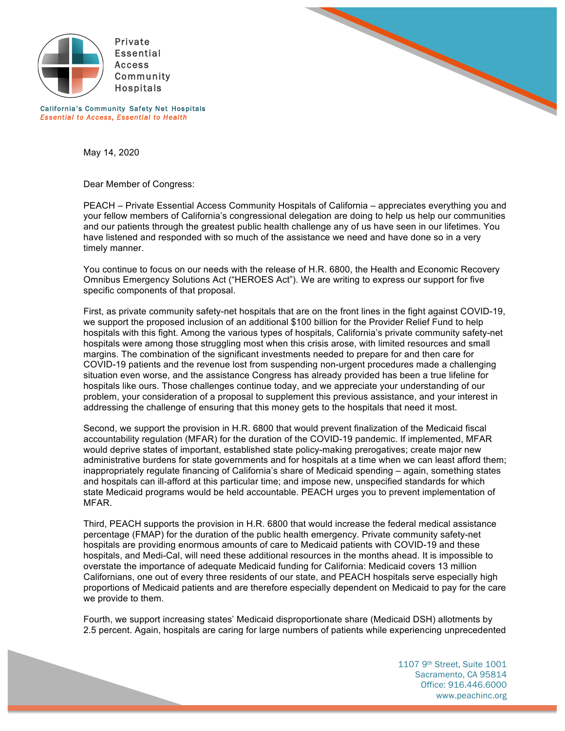Private
Essential
Access
Community
Hospitals

California's Community Safety Net Hospitals
*Essential to Access, Essential to Health*

May 14, 2020

Dear Member of Congress:

PEACH – Private Essential Access Community Hospitals of California – appreciates everything you and your fellow members of California's congressional delegation are doing to help us help our communities and our patients through the greatest public health challenge any of us have seen in our lifetimes. You have listened and responded with so much of the assistance we need and have done so in a very timely manner.

You continue to focus on our needs with the release of H.R. 6800, the Health and Economic Recovery Omnibus Emergency Solutions Act ("HEROES Act"). We are writing to express our support for five specific components of that proposal.

First, as private community safety-net hospitals that are on the front lines in the fight against COVID-19, we support the proposed inclusion of an additional $100 billion for the Provider Relief Fund to help hospitals with this fight. Among the various types of hospitals, California's private community safety-net hospitals were among those struggling most when this crisis arose, with limited resources and small margins. The combination of the significant investments needed to prepare for and then care for COVID-19 patients and the revenue lost from suspending non-urgent procedures made a challenging situation even worse, and the assistance Congress has already provided has been a true lifeline for hospitals like ours. Those challenges continue today, and we appreciate your understanding of our problem, your consideration of a proposal to supplement this previous assistance, and your interest in addressing the challenge of ensuring that this money gets to the hospitals that need it most.

Second, we support the provision in H.R. 6800 that would prevent finalization of the Medicaid fiscal accountability regulation (MFAR) for the duration of the COVID-19 pandemic. If implemented, MFAR would deprive states of important, established state policy-making prerogatives; create major new administrative burdens for state governments and for hospitals at a time when we can least afford them; inappropriately regulate financing of California's share of Medicaid spending – again, something states and hospitals can ill-afford at this particular time; and impose new, unspecified standards for which state Medicaid programs would be held accountable. PEACH urges you to prevent implementation of MFAR.

Third, PEACH supports the provision in H.R. 6800 that would increase the federal medical assistance percentage (FMAP) for the duration of the public health emergency. Private community safety-net hospitals are providing enormous amounts of care to Medicaid patients with COVID-19 and these hospitals, and Medi-Cal, will need these additional resources in the months ahead. It is impossible to overstate the importance of adequate Medicaid funding for California: Medicaid covers 13 million Californians, one out of every three residents of our state, and PEACH hospitals serve especially high proportions of Medicaid patients and are therefore especially dependent on Medicaid to pay for the care we provide to them.

Fourth, we support increasing states' Medicaid disproportionate share (Medicaid DSH) allotments by 2.5 percent. Again, hospitals are caring for large numbers of patients while experiencing unprecedented

1107 9th Street, Suite 1001
Sacramento, CA 95814
Office: 916.446.6000
www.peachinc.org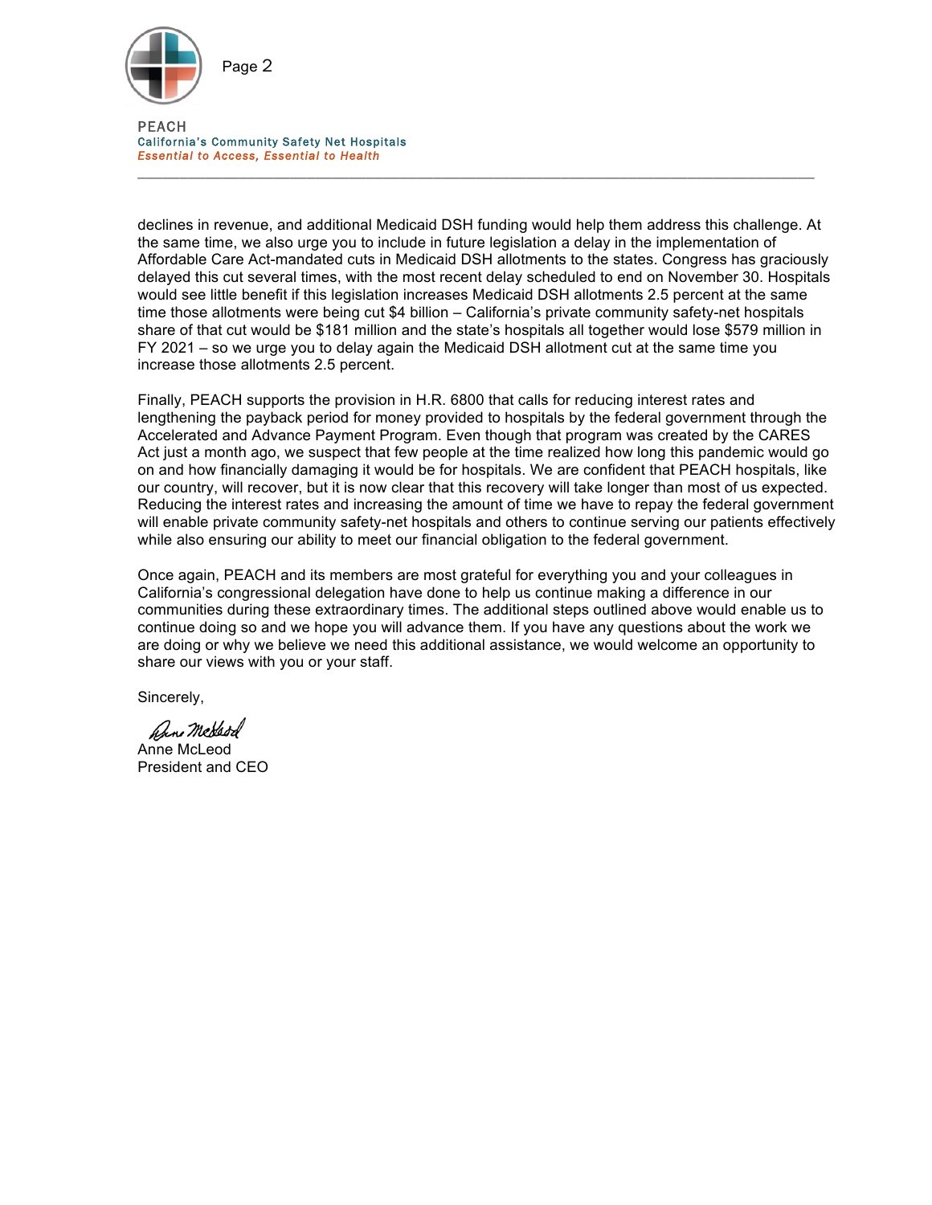declines in revenue, and additional Medicaid DSH funding would help them address this challenge. At the same time, we also urge you to include in future legislation a delay in the implementation of Affordable Care Act-mandated cuts in Medicaid DSH allotments to the states. Congress has graciously delayed this cut several times, with the most recent delay scheduled to end on November 30. Hospitals would see little benefit if this legislation increases Medicaid DSH allotments 2.5 percent at the same time those allotments were being cut $4 billion – California's private community safety-net hospitals share of that cut would be $181 million and the state's hospitals all together would lose $579 million in FY 2021 – so we urge you to delay again the Medicaid DSH allotment cut at the same time you increase those allotments 2.5 percent.

Finally, PEACH supports the provision in H.R. 6800 that calls for reducing interest rates and lengthening the payback period for money provided to hospitals by the federal government through the Accelerated and Advance Payment Program. Even though that program was created by the CARES Act just a month ago, we suspect that few people at the time realized how long this pandemic would go on and how financially damaging it would be for hospitals. We are confident that PEACH hospitals, like our country, will recover, but it is now clear that this recovery will take longer than most of us expected. Reducing the interest rates and increasing the amount of time we have to repay the federal government will enable private community safety-net hospitals and others to continue serving our patients effectively while also ensuring our ability to meet our financial obligation to the federal government.

Once again, PEACH and its members are most grateful for everything you and your colleagues in California's congressional delegation have done to help us continue making a difference in our communities during these extraordinary times. The additional steps outlined above would enable us to continue doing so and we hope you will advance them. If you have any questions about the work we are doing or why we believe we need this additional assistance, we would welcome an opportunity to share our views with you or your staff.

Sincerely,

Anne McLeod
President and CEO